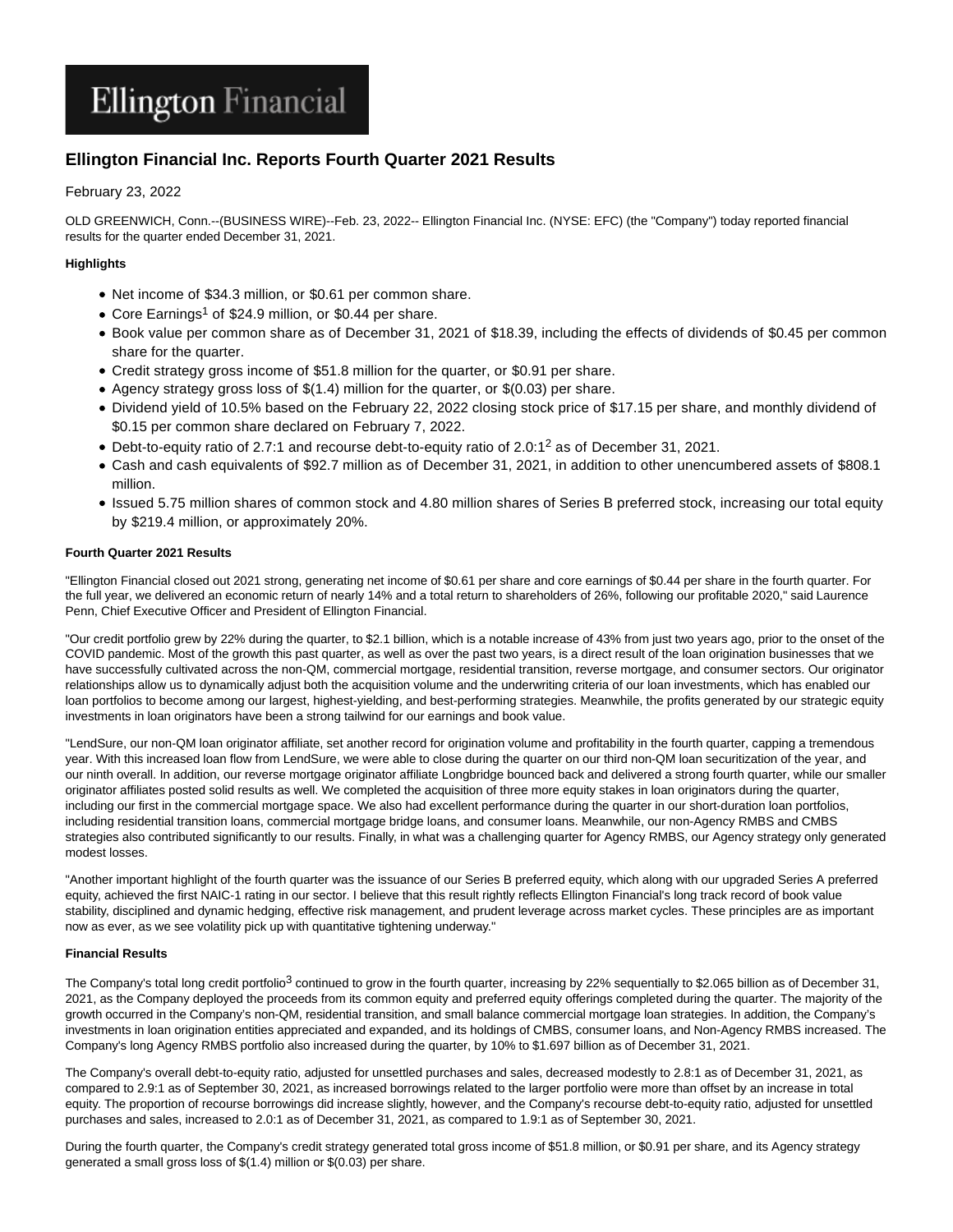Ellington Financial

# Ellington Financial Inc. Reports Fourth Quarter 2021 Results

February 23, 2022

OLD GREENWICH, Conn.--(BUSINESS WIRE)--Feb. 23, 2022-- Ellington Financial Inc. (NYSE: EFC) (the "Company") today reported financial results for the quarter ended December 31, 2021.

**Highlights**

- Net income of $34.3 million, or $0.61 per common share.
- Core Earnings[1] of $24.9 million, or $0.44 per share.
- Book value per common share as of December 31, 2021 of $18.39, including the effects of dividends of $0.45 per common share for the quarter.
- Credit strategy gross income of $51.8 million for the quarter, or $0.91 per share.
- Agency strategy gross loss of $(1.4) million for the quarter, or $(0.03) per share.
- Dividend yield of 10.5% based on the February 22, 2022 closing stock price of $17.15 per share, and monthly dividend of $0.15 per common share declared on February 7, 2022.
- Debt-to-equity ratio of 2.7:1 and recourse debt-to-equity ratio of 2.0:1[2] as of December 31, 2021.
- Cash and cash equivalents of $92.7 million as of December 31, 2021, in addition to other unencumbered assets of $808.1 million.
- Issued 5.75 million shares of common stock and 4.80 million shares of Series B preferred stock, increasing our total equity by $219.4 million, or approximately 20%.

**Fourth Quarter 2021 Results**

"Ellington Financial closed out 2021 strong, generating net income of $0.61 per share and core earnings of $0.44 per share in the fourth quarter. For the full year, we delivered an economic return of nearly 14% and a total return to shareholders of 26%, following our profitable 2020," said Laurence Penn, Chief Executive Officer and President of Ellington Financial.

"Our credit portfolio grew by 22% during the quarter, to $2.1 billion, which is a notable increase of 43% from just two years ago, prior to the onset of the COVID pandemic. Most of the growth this past quarter, as well as over the past two years, is a direct result of the loan origination businesses that we have successfully cultivated across the non-QM, commercial mortgage, residential transition, reverse mortgage, and consumer sectors. Our originator relationships allow us to dynamically adjust both the acquisition volume and the underwriting criteria of our loan investments, which has enabled our loan portfolios to become among our largest, highest-yielding, and best-performing strategies. Meanwhile, the profits generated by our strategic equity investments in loan originators have been a strong tailwind for our earnings and book value.

"LendSure, our non-QM loan originator affiliate, set another record for origination volume and profitability in the fourth quarter, capping a tremendous year. With this increased loan flow from LendSure, we were able to close during the quarter on our third non-QM loan securitization of the year, and our ninth overall. In addition, our reverse mortgage originator affiliate Longbridge bounced back and delivered a strong fourth quarter, while our smaller originator affiliates posted solid results as well. We completed the acquisition of three more equity stakes in loan originators during the quarter, including our first in the commercial mortgage space. We also had excellent performance during the quarter in our short-duration loan portfolios, including residential transition loans, commercial mortgage bridge loans, and consumer loans. Meanwhile, our non-Agency RMBS and CMBS strategies also contributed significantly to our results. Finally, in what was a challenging quarter for Agency RMBS, our Agency strategy only generated modest losses.

"Another important highlight of the fourth quarter was the issuance of our Series B preferred equity, which along with our upgraded Series A preferred equity, achieved the first NAIC-1 rating in our sector. I believe that this result rightly reflects Ellington Financial's long track record of book value stability, disciplined and dynamic hedging, effective risk management, and prudent leverage across market cycles. These principles are as important now as ever, as we see volatility pick up with quantitative tightening underway."

**Financial Results**

The Company's total long credit portfolio[3] continued to grow in the fourth quarter, increasing by 22% sequentially to $2.065 billion as of December 31, 2021, as the Company deployed the proceeds from its common equity and preferred equity offerings completed during the quarter. The majority of the growth occurred in the Company's non-QM, residential transition, and small balance commercial mortgage loan strategies. In addition, the Company's investments in loan origination entities appreciated and expanded, and its holdings of CMBS, consumer loans, and Non-Agency RMBS increased. The Company's long Agency RMBS portfolio also increased during the quarter, by 10% to $1.697 billion as of December 31, 2021.

The Company's overall debt-to-equity ratio, adjusted for unsettled purchases and sales, decreased modestly to 2.8:1 as of December 31, 2021, as compared to 2.9:1 as of September 30, 2021, as increased borrowings related to the larger portfolio were more than offset by an increase in total equity. The proportion of recourse borrowings did increase slightly, however, and the Company's recourse debt-to-equity ratio, adjusted for unsettled purchases and sales, increased to 2.0:1 as of December 31, 2021, as compared to 1.9:1 as of September 30, 2021.

During the fourth quarter, the Company's credit strategy generated total gross income of $51.8 million, or $0.91 per share, and its Agency strategy generated a small gross loss of $(1.4) million or $(0.03) per share.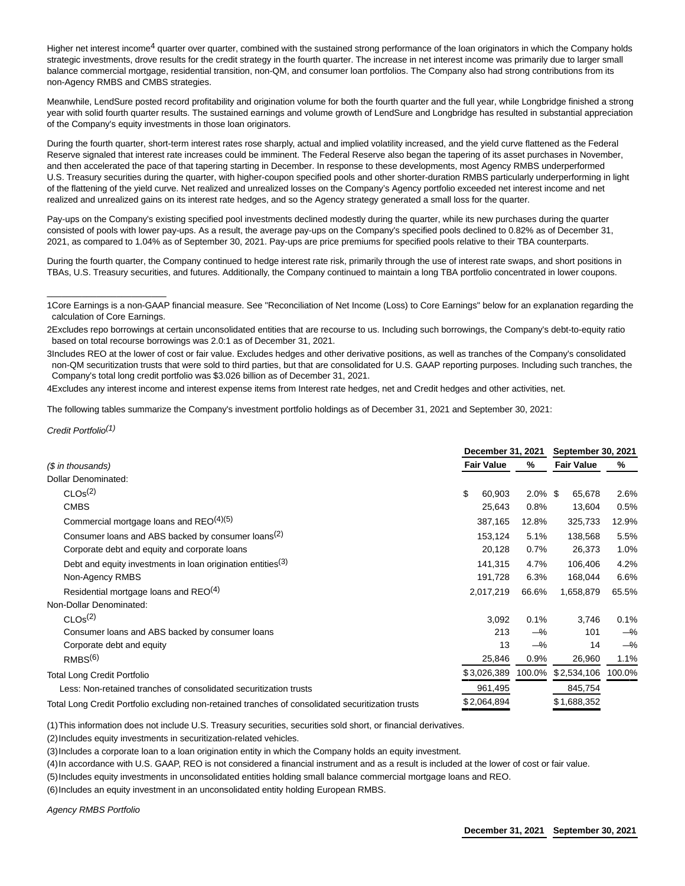Higher net interest income[4] quarter over quarter, combined with the sustained strong performance of the loan originators in which the Company holds strategic investments, drove results for the credit strategy in the fourth quarter. The increase in net interest income was primarily due to larger small balance commercial mortgage, residential transition, non-QM, and consumer loan portfolios. The Company also had strong contributions from its non-Agency RMBS and CMBS strategies.

Meanwhile, LendSure posted record profitability and origination volume for both the fourth quarter and the full year, while Longbridge finished a strong year with solid fourth quarter results. The sustained earnings and volume growth of LendSure and Longbridge has resulted in substantial appreciation of the Company's equity investments in those loan originators.

During the fourth quarter, short-term interest rates rose sharply, actual and implied volatility increased, and the yield curve flattened as the Federal Reserve signaled that interest rate increases could be imminent. The Federal Reserve also began the tapering of its asset purchases in November, and then accelerated the pace of that tapering starting in December. In response to these developments, most Agency RMBS underperformed U.S. Treasury securities during the quarter, with higher-coupon specified pools and other shorter-duration RMBS particularly underperforming in light of the flattening of the yield curve. Net realized and unrealized losses on the Company's Agency portfolio exceeded net interest income and net realized and unrealized gains on its interest rate hedges, and so the Agency strategy generated a small loss for the quarter.

Pay-ups on the Company's existing specified pool investments declined modestly during the quarter, while its new purchases during the quarter consisted of pools with lower pay-ups. As a result, the average pay-ups on the Company's specified pools declined to 0.82% as of December 31, 2021, as compared to 1.04% as of September 30, 2021. Pay-ups are price premiums for specified pools relative to their TBA counterparts.

During the fourth quarter, the Company continued to hedge interest rate risk, primarily through the use of interest rate swaps, and short positions in TBAs, U.S. Treasury securities, and futures. Additionally, the Company continued to maintain a long TBA portfolio concentrated in lower coupons.

---

1 Core Earnings is a non-GAAP financial measure. See "Reconciliation of Net Income (Loss) to Core Earnings" below for an explanation regarding the calculation of Core Earnings.

2 Excludes repo borrowings at certain unconsolidated entities that are recourse to us. Including such borrowings, the Company's debt-to-equity ratio based on total recourse borrowings was 2.0:1 as of December 31, 2021.

3 Includes REO at the lower of cost or fair value. Excludes hedges and other derivative positions, as well as tranches of the Company's consolidated non-QM securitization trusts that were sold to third parties, but that are consolidated for U.S. GAAP reporting purposes. Including such tranches, the Company's total long credit portfolio was $3.026 billion as of December 31, 2021.

4 Excludes any interest income and interest expense items from Interest rate hedges, net and Credit hedges and other activities, net.

The following tables summarize the Company's investment portfolio holdings as of December 31, 2021 and September 30, 2021:

*Credit Portfolio[(1)]*

| | December 31, 2021 | | September 30, 2021 | |
|---|---|---|---|---|
| *($ in thousands)* | Fair Value | % | Fair Value | % |
| Dollar Denominated: | | | | |
| CLOs[(2)] | $ 60,903 | 2.0% | $ 65,678 | 2.6% |
| CMBS | 25,643 | 0.8% | 13,604 | 0.5% |
| Commercial mortgage loans and REO[(4)(5)] | 387,165 | 12.8% | 325,733 | 12.9% |
| Consumer loans and ABS backed by consumer loans[(2)] | 153,124 | 5.1% | 138,568 | 5.5% |
| Corporate debt and equity and corporate loans | 20,128 | 0.7% | 26,373 | 1.0% |
| Debt and equity investments in loan origination entities[(3)] | 141,315 | 4.7% | 106,406 | 4.2% |
| Non-Agency RMBS | 191,728 | 6.3% | 168,044 | 6.6% |
| Residential mortgage loans and REO[(4)] | 2,017,219 | 66.6% | 1,658,879 | 65.5% |
| Non-Dollar Denominated: | | | | |
| CLOs[(2)] | 3,092 | 0.1% | 3,746 | 0.1% |
| Consumer loans and ABS backed by consumer loans | 213 | —% | 101 | —% |
| Corporate debt and equity | 13 | —% | 14 | —% |
| RMBS[(6)] | 25,846 | 0.9% | 26,960 | 1.1% |
| Total Long Credit Portfolio | $3,026,389 | 100.0% | $2,534,106 | 100.0% |
| Less: Non-retained tranches of consolidated securitization trusts | 961,495 | | 845,754 | |
| Total Long Credit Portfolio excluding non-retained tranches of consolidated securitization trusts | $2,064,894 | | $1,688,352 | |

(1) This information does not include U.S. Treasury securities, securities sold short, or financial derivatives.

(2) Includes equity investments in securitization-related vehicles.

(3) Includes a corporate loan to a loan origination entity in which the Company holds an equity investment.

(4) In accordance with U.S. GAAP, REO is not considered a financial instrument and as a result is included at the lower of cost or fair value.

(5) Includes equity investments in unconsolidated entities holding small balance commercial mortgage loans and REO.

(6) Includes an equity investment in an unconsolidated entity holding European RMBS.

*Agency RMBS Portfolio*

| | December 31, 2021 | September 30, 2021 |
|---|---|---|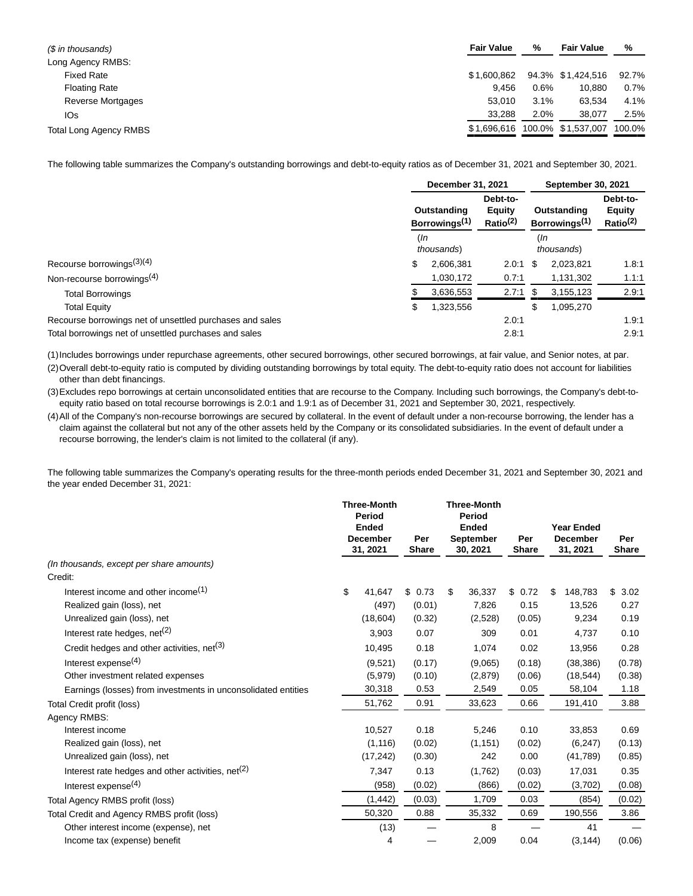| ($ in thousands) | Fair Value | % | Fair Value | % |
|---|---|---|---|---|
| Long Agency RMBS: | | | | |
| Fixed Rate | $1,600,862 | 94.3% | $1,424,516 | 92.7% |
| Floating Rate | 9,456 | 0.6% | 10,880 | 0.7% |
| Reverse Mortgages | 53,010 | 3.1% | 63,534 | 4.1% |
| IOs | 33,288 | 2.0% | 38,077 | 2.5% |
| Total Long Agency RMBS | $1,696,616 | 100.0% | $1,537,007 | 100.0% |

The following table summarizes the Company's outstanding borrowings and debt-to-equity ratios as of December 31, 2021 and September 30, 2021.

| | December 31, 2021 | | September 30, 2021 | |
|---|---|---|---|---|
| | Outstanding Borrowings[1] | Debt-to-Equity Ratio[2] | Outstanding Borrowings[1] | Debt-to-Equity Ratio[2] |
| | (In thousands) | | (In thousands) | |
| Recourse borrowings[3][4] | $ 2,606,381 | 2.0:1 | $ 2,023,821 | 1.8:1 |
| Non-recourse borrowings[4] | 1,030,172 | 0.7:1 | 1,131,302 | 1.1:1 |
| Total Borrowings | $ 3,636,553 | 2.7:1 | $ 3,155,123 | 2.9:1 |
| Total Equity | $ 1,323,556 | | $ 1,095,270 | |
| Recourse borrowings net of unsettled purchases and sales | | 2.0:1 | | 1.9:1 |
| Total borrowings net of unsettled purchases and sales | | 2.8:1 | | 2.9:1 |

(1) Includes borrowings under repurchase agreements, other secured borrowings, other secured borrowings, at fair value, and Senior notes, at par.

(2) Overall debt-to-equity ratio is computed by dividing outstanding borrowings by total equity. The debt-to-equity ratio does not account for liabilities other than debt financings.

(3) Excludes repo borrowings at certain unconsolidated entities that are recourse to the Company. Including such borrowings, the Company's debt-to-equity ratio based on total recourse borrowings is 2.0:1 and 1.9:1 as of December 31, 2021 and September 30, 2021, respectively.

(4) All of the Company's non-recourse borrowings are secured by collateral. In the event of default under a non-recourse borrowing, the lender has a claim against the collateral but not any of the other assets held by the Company or its consolidated subsidiaries. In the event of default under a recourse borrowing, the lender's claim is not limited to the collateral (if any).

The following table summarizes the Company's operating results for the three-month periods ended December 31, 2021 and September 30, 2021 and the year ended December 31, 2021:

| | Three-Month Period Ended December 31, 2021 | Per Share | Three-Month Period Ended September 30, 2021 | Per Share | Year Ended December 31, 2021 | Per Share |
|---|---|---|---|---|---|---|
| *(In thousands, except per share amounts)* | | | | | | |
| Credit: | | | | | | |
| Interest income and other income[1] | $ 41,647 | $ 0.73 | $ 36,337 | $ 0.72 | $ 148,783 | $ 3.02 |
| Realized gain (loss), net | (497) | (0.01) | 7,826 | 0.15 | 13,526 | 0.27 |
| Unrealized gain (loss), net | (18,604) | (0.32) | (2,528) | (0.05) | 9,234 | 0.19 |
| Interest rate hedges, net[2] | 3,903 | 0.07 | 309 | 0.01 | 4,737 | 0.10 |
| Credit hedges and other activities, net[3] | 10,495 | 0.18 | 1,074 | 0.02 | 13,956 | 0.28 |
| Interest expense[4] | (9,521) | (0.17) | (9,065) | (0.18) | (38,386) | (0.78) |
| Other investment related expenses | (5,979) | (0.10) | (2,879) | (0.06) | (18,544) | (0.38) |
| Earnings (losses) from investments in unconsolidated entities | 30,318 | 0.53 | 2,549 | 0.05 | 58,104 | 1.18 |
| Total Credit profit (loss) | 51,762 | 0.91 | 33,623 | 0.66 | 191,410 | 3.88 |
| Agency RMBS: | | | | | | |
| Interest income | 10,527 | 0.18 | 5,246 | 0.10 | 33,853 | 0.69 |
| Realized gain (loss), net | (1,116) | (0.02) | (1,151) | (0.02) | (6,247) | (0.13) |
| Unrealized gain (loss), net | (17,242) | (0.30) | 242 | 0.00 | (41,789) | (0.85) |
| Interest rate hedges and other activities, net[2] | 7,347 | 0.13 | (1,762) | (0.03) | 17,031 | 0.35 |
| Interest expense[4] | (958) | (0.02) | (866) | (0.02) | (3,702) | (0.08) |
| Total Agency RMBS profit (loss) | (1,442) | (0.03) | 1,709 | 0.03 | (854) | (0.02) |
| Total Credit and Agency RMBS profit (loss) | 50,320 | 0.88 | 35,332 | 0.69 | 190,556 | 3.86 |
| Other interest income (expense), net | (13) | — | 8 | — | 41 | — |
| Income tax (expense) benefit | 4 | — | 2,009 | 0.04 | (3,144) | (0.06) |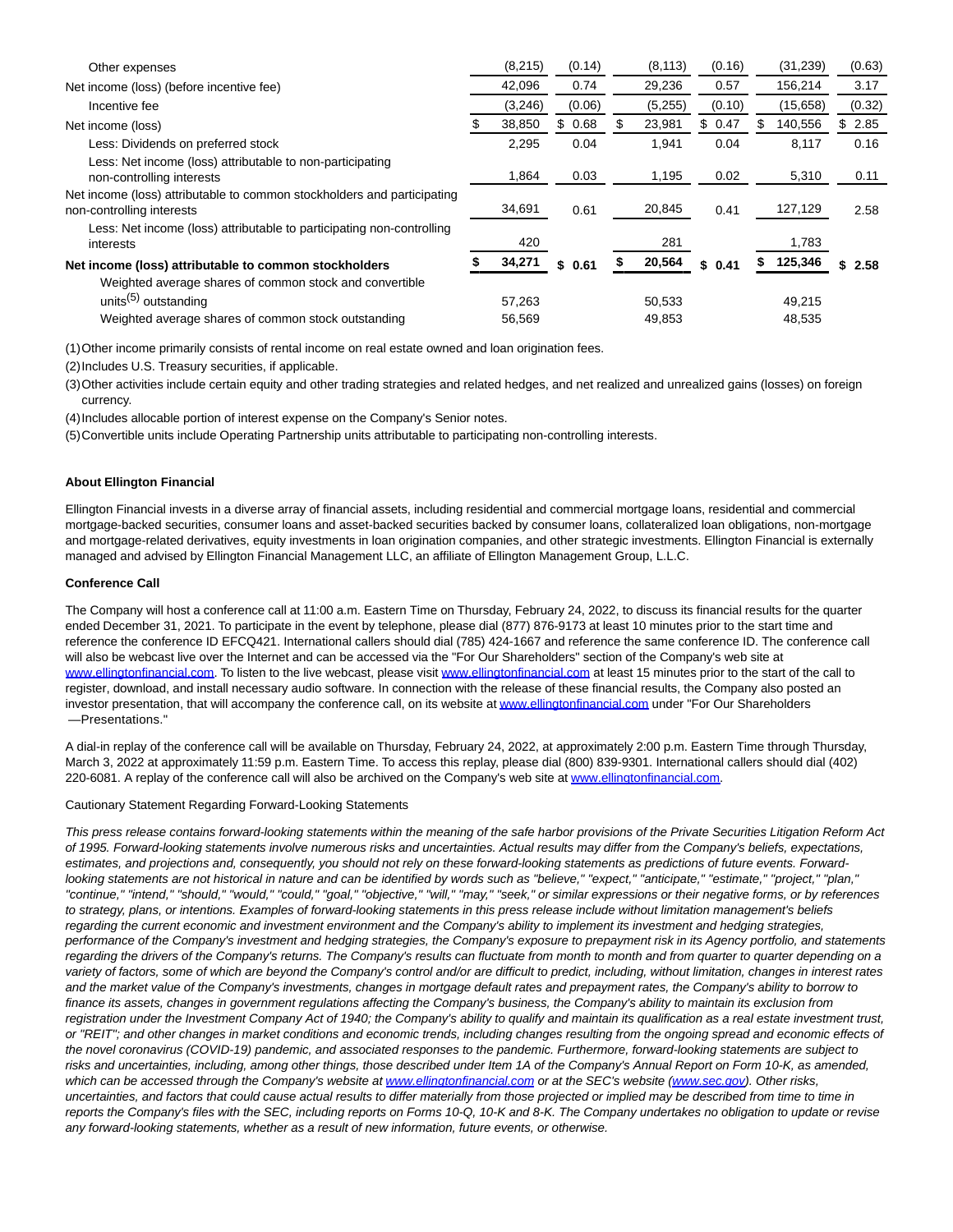| | | | | | | |
|---|---|---|---|---|---|---|
| Other expenses | (8,215) | (0.14) | (8,113) | (0.16) | (31,239) | (0.63) |
| Net income (loss) (before incentive fee) | 42,096 | 0.74 | 29,236 | 0.57 | 156,214 | 3.17 |
| Incentive fee | (3,246) | (0.06) | (5,255) | (0.10) | (15,658) | (0.32) |
| Net income (loss) | $ 38,850 | $ 0.68 | $ 23,981 | $ 0.47 | $ 140,556 | $ 2.85 |
| Less: Dividends on preferred stock | 2,295 | 0.04 | 1,941 | 0.04 | 8,117 | 0.16 |
| Less: Net income (loss) attributable to non-participating non-controlling interests | 1,864 | 0.03 | 1,195 | 0.02 | 5,310 | 0.11 |
| Net income (loss) attributable to common stockholders and participating non-controlling interests | 34,691 | 0.61 | 20,845 | 0.41 | 127,129 | 2.58 |
| Less: Net income (loss) attributable to participating non-controlling interests | 420 | | 281 | | 1,783 | |
| **Net income (loss) attributable to common stockholders** | **$ 34,271** | **$ 0.61** | **$ 20,564** | **$ 0.41** | **$ 125,346** | **$ 2.58** |
| Weighted average shares of common stock and convertible units[5] outstanding | 57,263 | | 50,533 | | 49,215 | |
| Weighted average shares of common stock outstanding | 56,569 | | 49,853 | | 48,535 | |

(1) Other income primarily consists of rental income on real estate owned and loan origination fees.

(2) Includes U.S. Treasury securities, if applicable.

(3) Other activities include certain equity and other trading strategies and related hedges, and net realized and unrealized gains (losses) on foreign currency.

(4) Includes allocable portion of interest expense on the Company's Senior notes.

(5) Convertible units include Operating Partnership units attributable to participating non-controlling interests.

**About Ellington Financial**

Ellington Financial invests in a diverse array of financial assets, including residential and commercial mortgage loans, residential and commercial mortgage-backed securities, consumer loans and asset-backed securities backed by consumer loans, collateralized loan obligations, non-mortgage and mortgage-related derivatives, equity investments in loan origination companies, and other strategic investments. Ellington Financial is externally managed and advised by Ellington Financial Management LLC, an affiliate of Ellington Management Group, L.L.C.

**Conference Call**

The Company will host a conference call at 11:00 a.m. Eastern Time on Thursday, February 24, 2022, to discuss its financial results for the quarter ended December 31, 2021. To participate in the event by telephone, please dial (877) 876-9173 at least 10 minutes prior to the start time and reference the conference ID EFCQ421. International callers should dial (785) 424-1667 and reference the same conference ID. The conference call will also be webcast live over the Internet and can be accessed via the "For Our Shareholders" section of the Company's web site at www.ellingtonfinancial.com. To listen to the live webcast, please visit www.ellingtonfinancial.com at least 15 minutes prior to the start of the call to register, download, and install necessary audio software. In connection with the release of these financial results, the Company also posted an investor presentation, that will accompany the conference call, on its website at www.ellingtonfinancial.com under "For Our Shareholders —Presentations."

A dial-in replay of the conference call will be available on Thursday, February 24, 2022, at approximately 2:00 p.m. Eastern Time through Thursday, March 3, 2022 at approximately 11:59 p.m. Eastern Time. To access this replay, please dial (800) 839-9301. International callers should dial (402) 220-6081. A replay of the conference call will also be archived on the Company's web site at www.ellingtonfinancial.com.

Cautionary Statement Regarding Forward-Looking Statements

*This press release contains forward-looking statements within the meaning of the safe harbor provisions of the Private Securities Litigation Reform Act of 1995. Forward-looking statements involve numerous risks and uncertainties. Actual results may differ from the Company's beliefs, expectations, estimates, and projections and, consequently, you should not rely on these forward-looking statements as predictions of future events. Forward-looking statements are not historical in nature and can be identified by words such as "believe," "expect," "anticipate," "estimate," "project," "plan," "continue," "intend," "should," "would," "could," "goal," "objective," "will," "may," "seek," or similar expressions or their negative forms, or by references to strategy, plans, or intentions. Examples of forward-looking statements in this press release include without limitation management's beliefs regarding the current economic and investment environment and the Company's ability to implement its investment and hedging strategies, performance of the Company's investment and hedging strategies, the Company's exposure to prepayment risk in its Agency portfolio, and statements regarding the drivers of the Company's returns. The Company's results can fluctuate from month to month and from quarter to quarter depending on a variety of factors, some of which are beyond the Company's control and/or are difficult to predict, including, without limitation, changes in interest rates and the market value of the Company's investments, changes in mortgage default rates and prepayment rates, the Company's ability to borrow to finance its assets, changes in government regulations affecting the Company's business, the Company's ability to maintain its exclusion from registration under the Investment Company Act of 1940; the Company's ability to qualify and maintain its qualification as a real estate investment trust, or "REIT"; and other changes in market conditions and economic trends, including changes resulting from the ongoing spread and economic effects of the novel coronavirus (COVID-19) pandemic, and associated responses to the pandemic. Furthermore, forward-looking statements are subject to risks and uncertainties, including, among other things, those described under Item 1A of the Company's Annual Report on Form 10-K, as amended, which can be accessed through the Company's website at www.ellingtonfinancial.com or at the SEC's website (www.sec.gov). Other risks, uncertainties, and factors that could cause actual results to differ materially from those projected or implied may be described from time to time in reports the Company's files with the SEC, including reports on Forms 10-Q, 10-K and 8-K. The Company undertakes no obligation to update or revise any forward-looking statements, whether as a result of new information, future events, or otherwise.*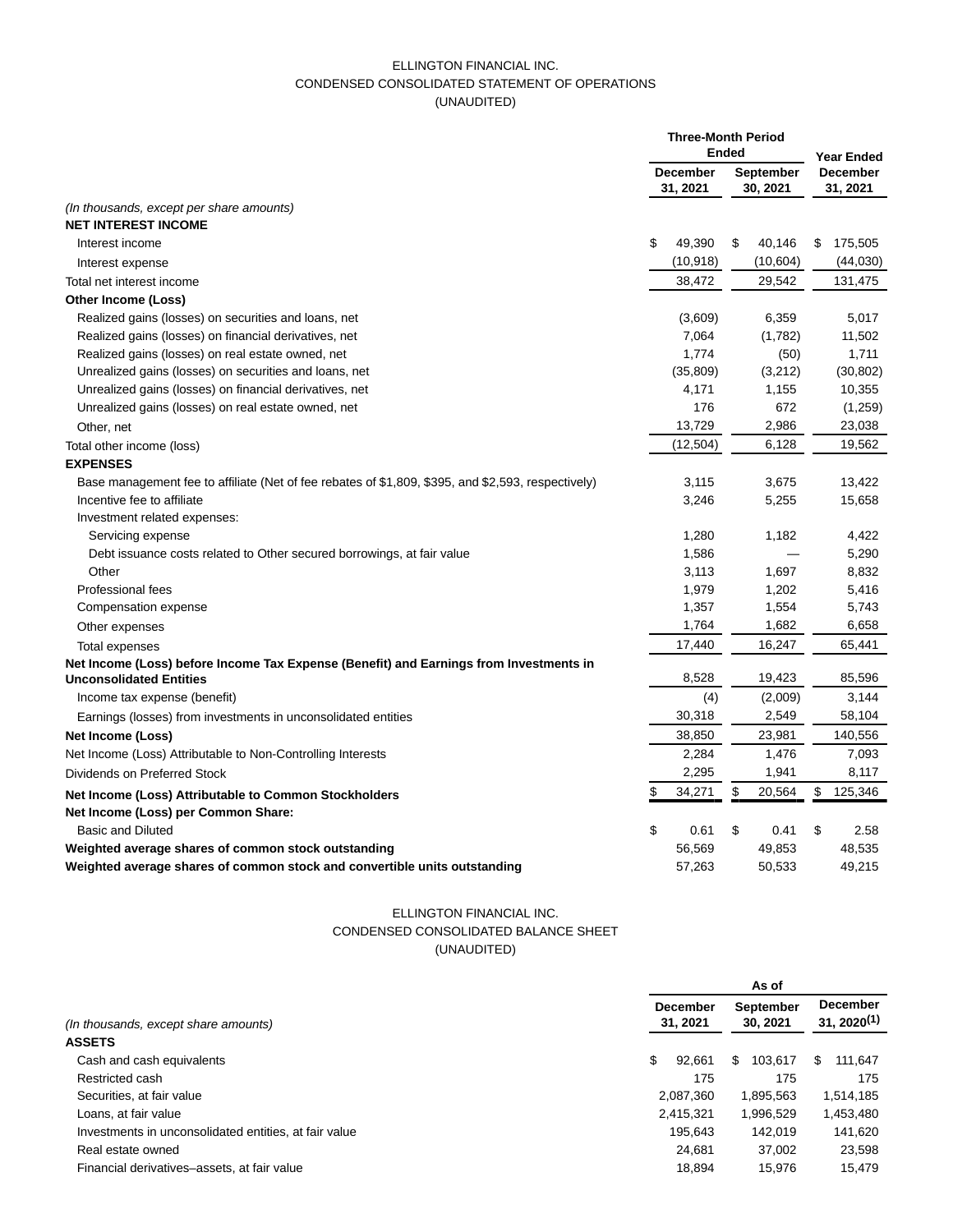ELLINGTON FINANCIAL INC.
CONDENSED CONSOLIDATED STATEMENT OF OPERATIONS
(UNAUDITED)

| | Three-Month Period Ended | | Year Ended |
|---|---|---|---|
| | December 31, 2021 | September 30, 2021 | December 31, 2021 |
| *(In thousands, except per share amounts)* | | | |
| **NET INTEREST INCOME** | | | |
| Interest income | $ 49,390 | $ 40,146 | $ 175,505 |
| Interest expense | (10,918) | (10,604) | (44,030) |
| Total net interest income | 38,472 | 29,542 | 131,475 |
| **Other Income (Loss)** | | | |
| Realized gains (losses) on securities and loans, net | (3,609) | 6,359 | 5,017 |
| Realized gains (losses) on financial derivatives, net | 7,064 | (1,782) | 11,502 |
| Realized gains (losses) on real estate owned, net | 1,774 | (50) | 1,711 |
| Unrealized gains (losses) on securities and loans, net | (35,809) | (3,212) | (30,802) |
| Unrealized gains (losses) on financial derivatives, net | 4,171 | 1,155 | 10,355 |
| Unrealized gains (losses) on real estate owned, net | 176 | 672 | (1,259) |
| Other, net | 13,729 | 2,986 | 23,038 |
| Total other income (loss) | (12,504) | 6,128 | 19,562 |
| **EXPENSES** | | | |
| Base management fee to affiliate (Net of fee rebates of $1,809, $395, and $2,593, respectively) | 3,115 | 3,675 | 13,422 |
| Incentive fee to affiliate | 3,246 | 5,255 | 15,658 |
| Investment related expenses: | | | |
| Servicing expense | 1,280 | 1,182 | 4,422 |
| Debt issuance costs related to Other secured borrowings, at fair value | 1,586 | — | 5,290 |
| Other | 3,113 | 1,697 | 8,832 |
| Professional fees | 1,979 | 1,202 | 5,416 |
| Compensation expense | 1,357 | 1,554 | 5,743 |
| Other expenses | 1,764 | 1,682 | 6,658 |
| Total expenses | 17,440 | 16,247 | 65,441 |
| **Net Income (Loss) before Income Tax Expense (Benefit) and Earnings from Investments in Unconsolidated Entities** | 8,528 | 19,423 | 85,596 |
| Income tax expense (benefit) | (4) | (2,009) | 3,144 |
| Earnings (losses) from investments in unconsolidated entities | 30,318 | 2,549 | 58,104 |
| **Net Income (Loss)** | 38,850 | 23,981 | 140,556 |
| Net Income (Loss) Attributable to Non-Controlling Interests | 2,284 | 1,476 | 7,093 |
| Dividends on Preferred Stock | 2,295 | 1,941 | 8,117 |
| **Net Income (Loss) Attributable to Common Stockholders** | $ 34,271 | $ 20,564 | $ 125,346 |
| **Net Income (Loss) per Common Share:** | | | |
| Basic and Diluted | $ 0.61 | $ 0.41 | $ 2.58 |
| **Weighted average shares of common stock outstanding** | 56,569 | 49,853 | 48,535 |
| **Weighted average shares of common stock and convertible units outstanding** | 57,263 | 50,533 | 49,215 |

ELLINGTON FINANCIAL INC.
CONDENSED CONSOLIDATED BALANCE SHEET
(UNAUDITED)

| | As of | | |
|---|---|---|---|
| *(In thousands, except share amounts)* | December 31, 2021 | September 30, 2021 | December 31, 2020[1] |
| **ASSETS** | | | |
| Cash and cash equivalents | $ 92,661 | $ 103,617 | $ 111,647 |
| Restricted cash | 175 | 175 | 175 |
| Securities, at fair value | 2,087,360 | 1,895,563 | 1,514,185 |
| Loans, at fair value | 2,415,321 | 1,996,529 | 1,453,480 |
| Investments in unconsolidated entities, at fair value | 195,643 | 142,019 | 141,620 |
| Real estate owned | 24,681 | 37,002 | 23,598 |
| Financial derivatives–assets, at fair value | 18,894 | 15,976 | 15,479 |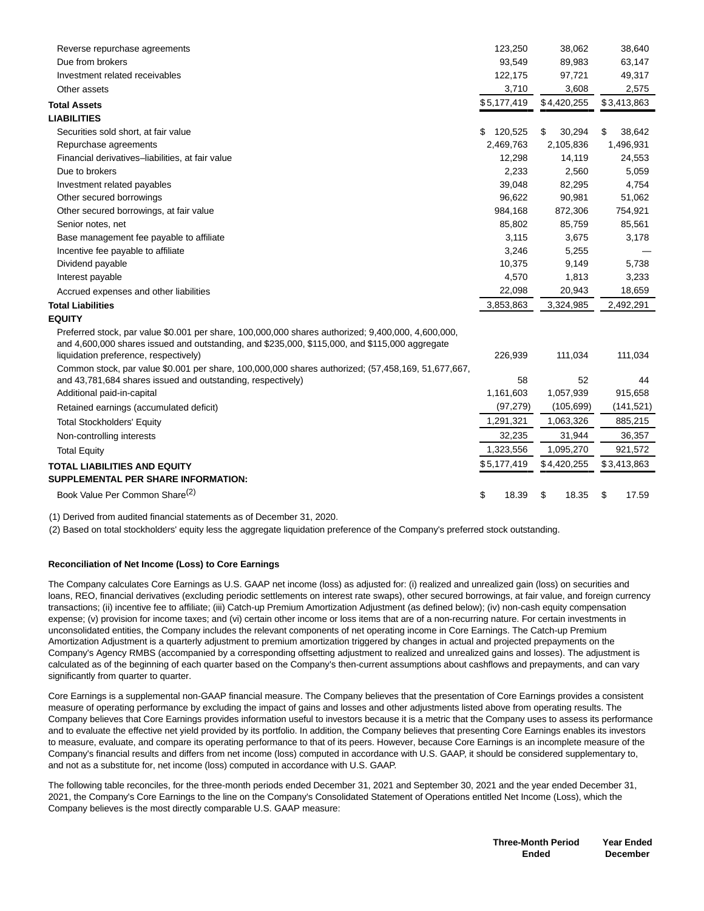| | | | |
|---|---|---|---|
| Reverse repurchase agreements | 123,250 | 38,062 | 38,640 |
| Due from brokers | 93,549 | 89,983 | 63,147 |
| Investment related receivables | 122,175 | 97,721 | 49,317 |
| Other assets | 3,710 | 3,608 | 2,575 |
| **Total Assets** | $5,177,419 | $4,420,255 | $3,413,863 |
| **LIABILITIES** | | | |
| Securities sold short, at fair value | $ 120,525 | $ 30,294 | $ 38,642 |
| Repurchase agreements | 2,469,763 | 2,105,836 | 1,496,931 |
| Financial derivatives–liabilities, at fair value | 12,298 | 14,119 | 24,553 |
| Due to brokers | 2,233 | 2,560 | 5,059 |
| Investment related payables | 39,048 | 82,295 | 4,754 |
| Other secured borrowings | 96,622 | 90,981 | 51,062 |
| Other secured borrowings, at fair value | 984,168 | 872,306 | 754,921 |
| Senior notes, net | 85,802 | 85,759 | 85,561 |
| Base management fee payable to affiliate | 3,115 | 3,675 | 3,178 |
| Incentive fee payable to affiliate | 3,246 | 5,255 | — |
| Dividend payable | 10,375 | 9,149 | 5,738 |
| Interest payable | 4,570 | 1,813 | 3,233 |
| Accrued expenses and other liabilities | 22,098 | 20,943 | 18,659 |
| **Total Liabilities** | 3,853,863 | 3,324,985 | 2,492,291 |
| **EQUITY** | | | |
| Preferred stock, par value $0.001 per share, 100,000,000 shares authorized; 9,400,000, 4,600,000, and 4,600,000 shares issued and outstanding, and $235,000, $115,000, and $115,000 aggregate liquidation preference, respectively) | 226,939 | 111,034 | 111,034 |
| Common stock, par value $0.001 per share, 100,000,000 shares authorized; (57,458,169, 51,677,667, and 43,781,684 shares issued and outstanding, respectively) | 58 | 52 | 44 |
| Additional paid-in-capital | 1,161,603 | 1,057,939 | 915,658 |
| Retained earnings (accumulated deficit) | (97,279) | (105,699) | (141,521) |
| Total Stockholders' Equity | 1,291,321 | 1,063,326 | 885,215 |
| Non-controlling interests | 32,235 | 31,944 | 36,357 |
| Total Equity | 1,323,556 | 1,095,270 | 921,572 |
| **TOTAL LIABILITIES AND EQUITY** | $5,177,419 | $4,420,255 | $3,413,863 |
| **SUPPLEMENTAL PER SHARE INFORMATION:** | | | |
| Book Value Per Common Share[(2)] | $ 18.39 | $ 18.35 | $ 17.59 |

(1) Derived from audited financial statements as of December 31, 2020.

(2) Based on total stockholders' equity less the aggregate liquidation preference of the Company's preferred stock outstanding.

**Reconciliation of Net Income (Loss) to Core Earnings**

The Company calculates Core Earnings as U.S. GAAP net income (loss) as adjusted for: (i) realized and unrealized gain (loss) on securities and loans, REO, financial derivatives (excluding periodic settlements on interest rate swaps), other secured borrowings, at fair value, and foreign currency transactions; (ii) incentive fee to affiliate; (iii) Catch-up Premium Amortization Adjustment (as defined below); (iv) non-cash equity compensation expense; (v) provision for income taxes; and (vi) certain other income or loss items that are of a non-recurring nature. For certain investments in unconsolidated entities, the Company includes the relevant components of net operating income in Core Earnings. The Catch-up Premium Amortization Adjustment is a quarterly adjustment to premium amortization triggered by changes in actual and projected prepayments on the Company's Agency RMBS (accompanied by a corresponding offsetting adjustment to realized and unrealized gains and losses). The adjustment is calculated as of the beginning of each quarter based on the Company's then-current assumptions about cashflows and prepayments, and can vary significantly from quarter to quarter.

Core Earnings is a supplemental non-GAAP financial measure. The Company believes that the presentation of Core Earnings provides a consistent measure of operating performance by excluding the impact of gains and losses and other adjustments listed above from operating results. The Company believes that Core Earnings provides information useful to investors because it is a metric that the Company uses to assess its performance and to evaluate the effective net yield provided by its portfolio. In addition, the Company believes that presenting Core Earnings enables its investors to measure, evaluate, and compare its operating performance to that of its peers. However, because Core Earnings is an incomplete measure of the Company's financial results and differs from net income (loss) computed in accordance with U.S. GAAP, it should be considered supplementary to, and not as a substitute for, net income (loss) computed in accordance with U.S. GAAP.

The following table reconciles, for the three-month periods ended December 31, 2021 and September 30, 2021 and the year ended December 31, 2021, the Company's Core Earnings to the line on the Company's Consolidated Statement of Operations entitled Net Income (Loss), which the Company believes is the most directly comparable U.S. GAAP measure:

| | Three-Month Period Ended | Year Ended December |
|---|---|---|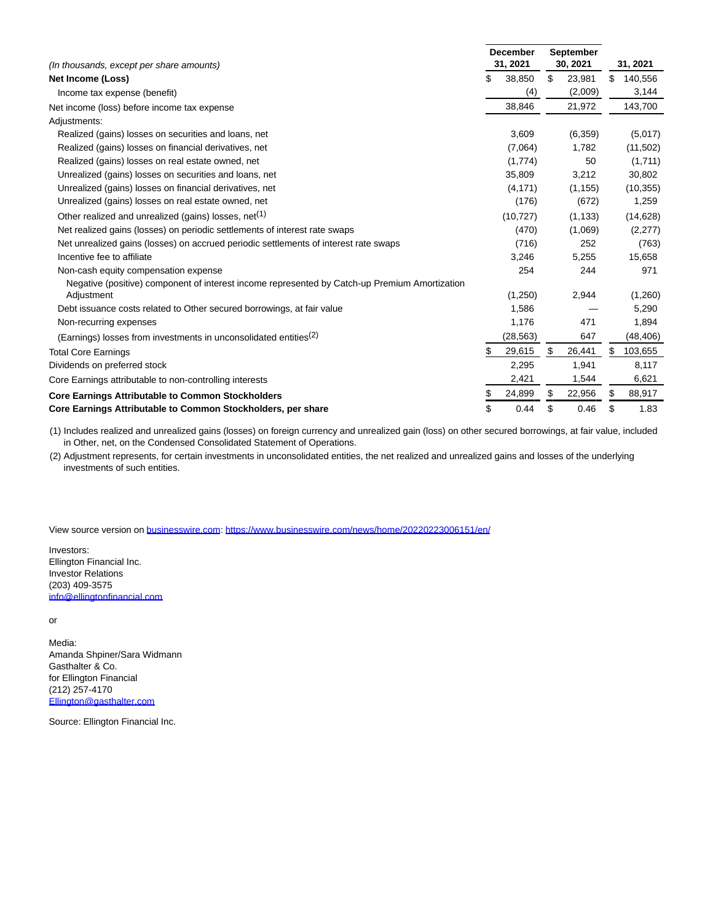| (In thousands, except per share amounts) | December 31, 2021 | September 30, 2021 | 31, 2021 |
|---|---|---|---|
| **Net Income (Loss)** | $ 38,850 | $ 23,981 | $ 140,556 |
| Income tax expense (benefit) | (4) | (2,009) | 3,144 |
| Net income (loss) before income tax expense | 38,846 | 21,972 | 143,700 |
| Adjustments: | | | |
| Realized (gains) losses on securities and loans, net | 3,609 | (6,359) | (5,017) |
| Realized (gains) losses on financial derivatives, net | (7,064) | 1,782 | (11,502) |
| Realized (gains) losses on real estate owned, net | (1,774) | 50 | (1,711) |
| Unrealized (gains) losses on securities and loans, net | 35,809 | 3,212 | 30,802 |
| Unrealized (gains) losses on financial derivatives, net | (4,171) | (1,155) | (10,355) |
| Unrealized (gains) losses on real estate owned, net | (176) | (672) | 1,259 |
| Other realized and unrealized (gains) losses, net[1] | (10,727) | (1,133) | (14,628) |
| Net realized gains (losses) on periodic settlements of interest rate swaps | (470) | (1,069) | (2,277) |
| Net unrealized gains (losses) on accrued periodic settlements of interest rate swaps | (716) | 252 | (763) |
| Incentive fee to affiliate | 3,246 | 5,255 | 15,658 |
| Non-cash equity compensation expense | 254 | 244 | 971 |
| Negative (positive) component of interest income represented by Catch-up Premium Amortization Adjustment | (1,250) | 2,944 | (1,260) |
| Debt issuance costs related to Other secured borrowings, at fair value | 1,586 | — | 5,290 |
| Non-recurring expenses | 1,176 | 471 | 1,894 |
| (Earnings) losses from investments in unconsolidated entities[2] | (28,563) | 647 | (48,406) |
| Total Core Earnings | $ 29,615 | $ 26,441 | $ 103,655 |
| Dividends on preferred stock | 2,295 | 1,941 | 8,117 |
| Core Earnings attributable to non-controlling interests | 2,421 | 1,544 | 6,621 |
| **Core Earnings Attributable to Common Stockholders** | $ 24,899 | $ 22,956 | $ 88,917 |
| **Core Earnings Attributable to Common Stockholders, per share** | $ 0.44 | $ 0.46 | $ 1.83 |

(1) Includes realized and unrealized gains (losses) on foreign currency and unrealized gain (loss) on other secured borrowings, at fair value, included in Other, net, on the Condensed Consolidated Statement of Operations.

(2) Adjustment represents, for certain investments in unconsolidated entities, the net realized and unrealized gains and losses of the underlying investments of such entities.

View source version on businesswire.com: https://www.businesswire.com/news/home/20220223006151/en/

Investors:
Ellington Financial Inc.
Investor Relations
(203) 409-3575
info@ellingtonfinancial.com

or

Media:
Amanda Shpiner/Sara Widmann
Gasthalter & Co.
for Ellington Financial
(212) 257-4170
Ellington@gasthalter.com

Source: Ellington Financial Inc.